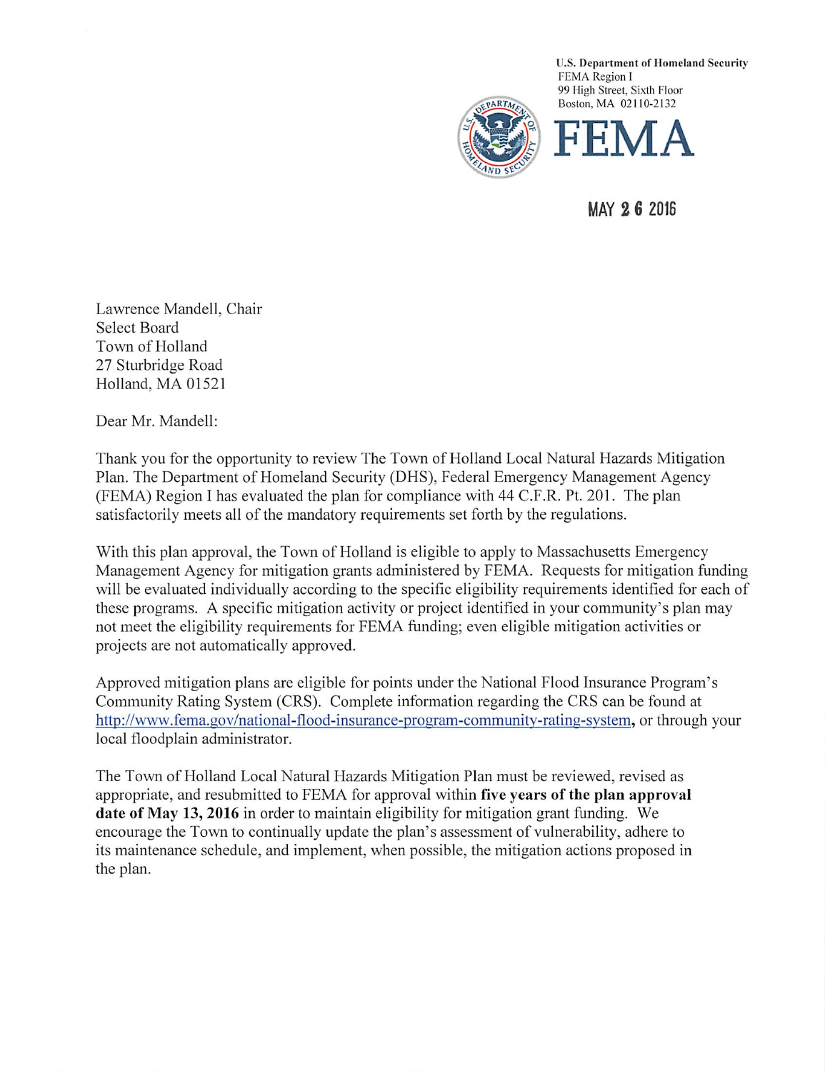U.S. Department of Homeland Security
FEMA Region I
99 High Street, Sixth Floor
Boston, MA 02110-2132

**FEMA**

MAY 26 2016

Lawrence Mandell, Chair
Select Board
Town of Holland
27 Sturbridge Road
Holland, MA 01521

Dear Mr. Mandell:

Thank you for the opportunity to review The Town of Holland Local Natural Hazards Mitigation Plan. The Department of Homeland Security (DHS), Federal Emergency Management Agency (FEMA) Region I has evaluated the plan for compliance with 44 C.F.R. Pt. 201. The plan satisfactorily meets all of the mandatory requirements set forth by the regulations.

With this plan approval, the Town of Holland is eligible to apply to Massachusetts Emergency Management Agency for mitigation grants administered by FEMA. Requests for mitigation funding will be evaluated individually according to the specific eligibility requirements identified for each of these programs. A specific mitigation activity or project identified in your community's plan may not meet the eligibility requirements for FEMA funding; even eligible mitigation activities or projects are not automatically approved.

Approved mitigation plans are eligible for points under the National Flood Insurance Program's Community Rating System (CRS). Complete information regarding the CRS can be found at http://www.fema.gov/national-flood-insurance-program-community-rating-system, or through your local floodplain administrator.

The Town of Holland Local Natural Hazards Mitigation Plan must be reviewed, revised as appropriate, and resubmitted to FEMA for approval within **five years of the plan approval date of May 13, 2016** in order to maintain eligibility for mitigation grant funding. We encourage the Town to continually update the plan's assessment of vulnerability, adhere to its maintenance schedule, and implement, when possible, the mitigation actions proposed in the plan.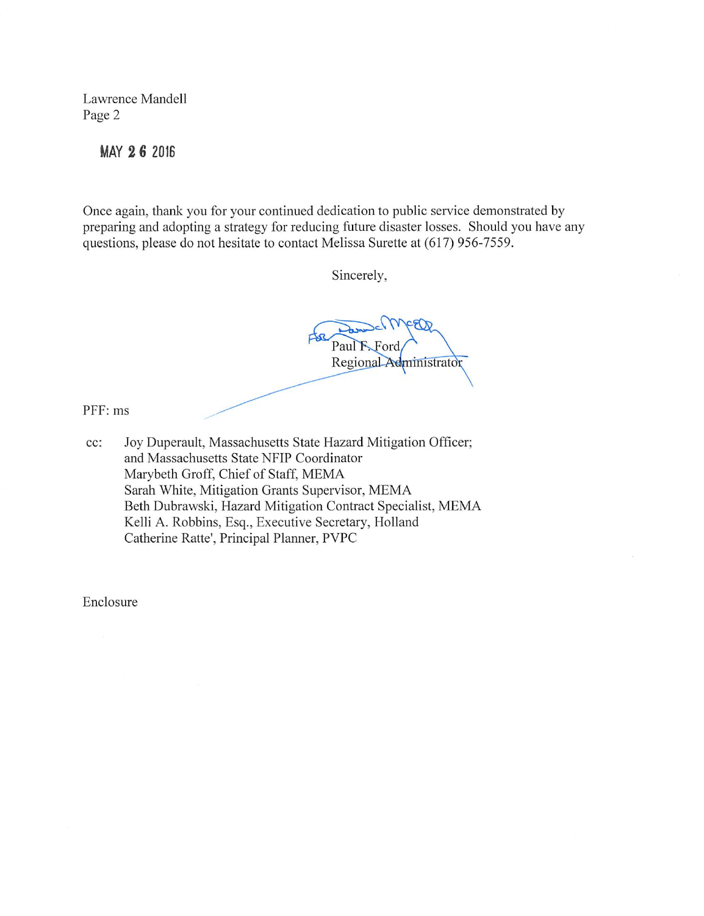Lawrence Mandell
Page 2

MAY 26 2016

Once again, thank you for your continued dedication to public service demonstrated by preparing and adopting a strategy for reducing future disaster losses. Should you have any questions, please do not hesitate to contact Melissa Surette at (617) 956-7559.

Sincerely,

Paul F. Ford
Regional Administrator

PFF: ms

cc: Joy Duperault, Massachusetts State Hazard Mitigation Officer; and Massachusetts State NFIP Coordinator
Marybeth Groff, Chief of Staff, MEMA
Sarah White, Mitigation Grants Supervisor, MEMA
Beth Dubrawski, Hazard Mitigation Contract Specialist, MEMA
Kelli A. Robbins, Esq., Executive Secretary, Holland
Catherine Ratte', Principal Planner, PVPC

Enclosure